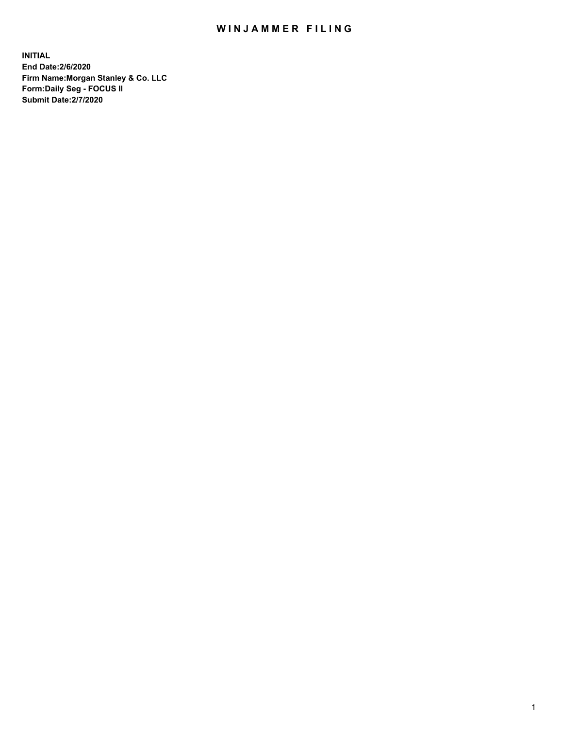# WINJAMMER FILING

**INITIAL**
**End Date:2/6/2020**
**Firm Name:Morgan Stanley & Co. LLC**
**Form:Daily Seg - FOCUS II**
**Submit Date:2/7/2020**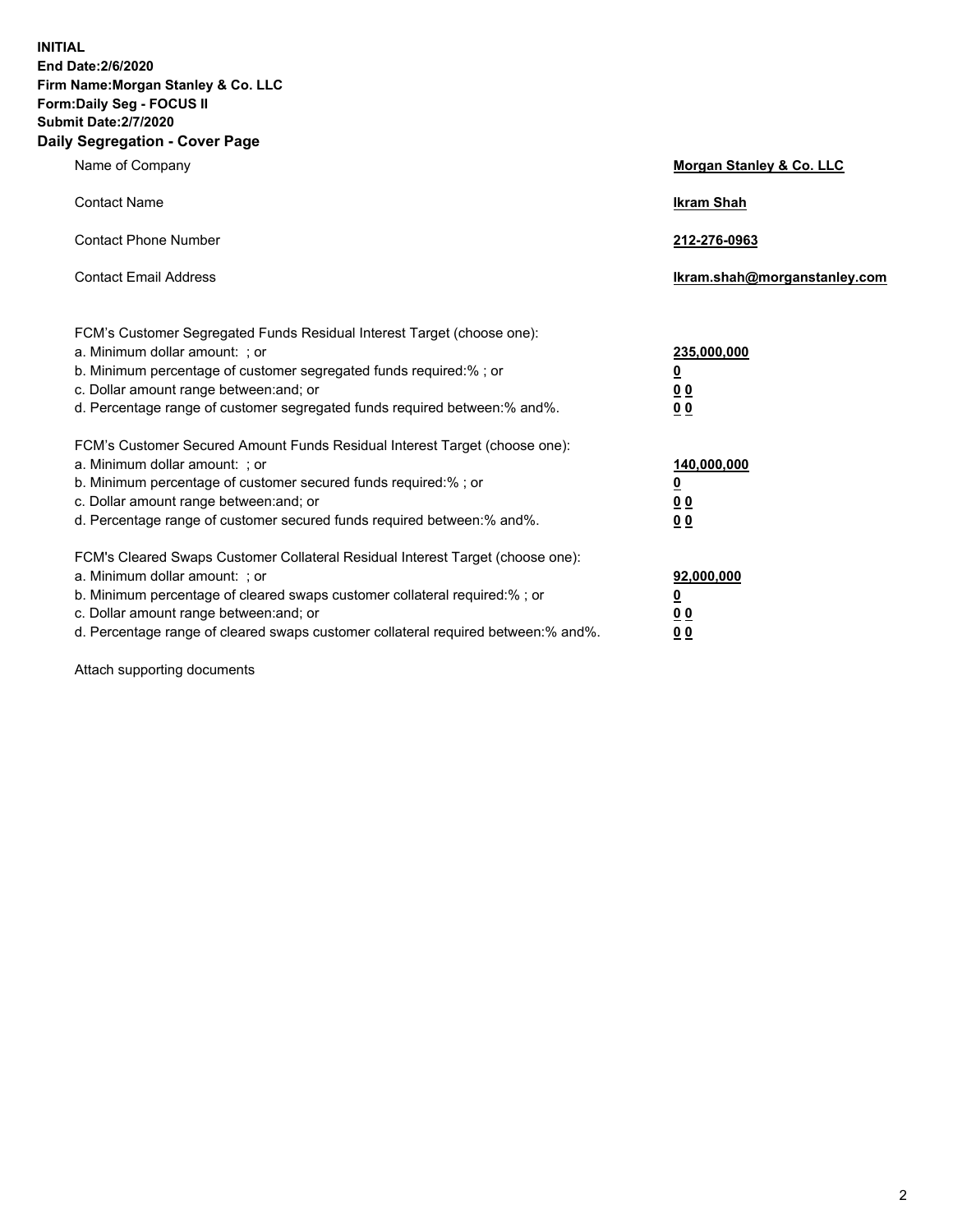**INITIAL**
**End Date:2/6/2020**
**Firm Name:Morgan Stanley & Co. LLC**
**Form:Daily Seg - FOCUS II**
**Submit Date:2/7/2020**

## Daily Segregation - Cover Page

| | |
|---|---|
| Name of Company | **Morgan Stanley & Co. LLC** |
| Contact Name | **Ikram Shah** |
| Contact Phone Number | **212-276-0963** |
| Contact Email Address | **Ikram.shah@morganstanley.com** |

| | |
|---|---|
| FCM's Customer Segregated Funds Residual Interest Target (choose one): | |
| a. Minimum dollar amount: ; or | **235,000,000** |
| b. Minimum percentage of customer segregated funds required:% ; or | **0** |
| c. Dollar amount range between:and; or | **0 0** |
| d. Percentage range of customer segregated funds required between:% and%. | **0 0** |
| FCM's Customer Secured Amount Funds Residual Interest Target (choose one): | |
| a. Minimum dollar amount: ; or | **140,000,000** |
| b. Minimum percentage of customer secured funds required:% ; or | **0** |
| c. Dollar amount range between:and; or | **0 0** |
| d. Percentage range of customer secured funds required between:% and%. | **0 0** |
| FCM's Cleared Swaps Customer Collateral Residual Interest Target (choose one): | |
| a. Minimum dollar amount: ; or | **92,000,000** |
| b. Minimum percentage of cleared swaps customer collateral required:% ; or | **0** |
| c. Dollar amount range between:and; or | **0 0** |
| d. Percentage range of cleared swaps customer collateral required between:% and%. | **0 0** |

Attach supporting documents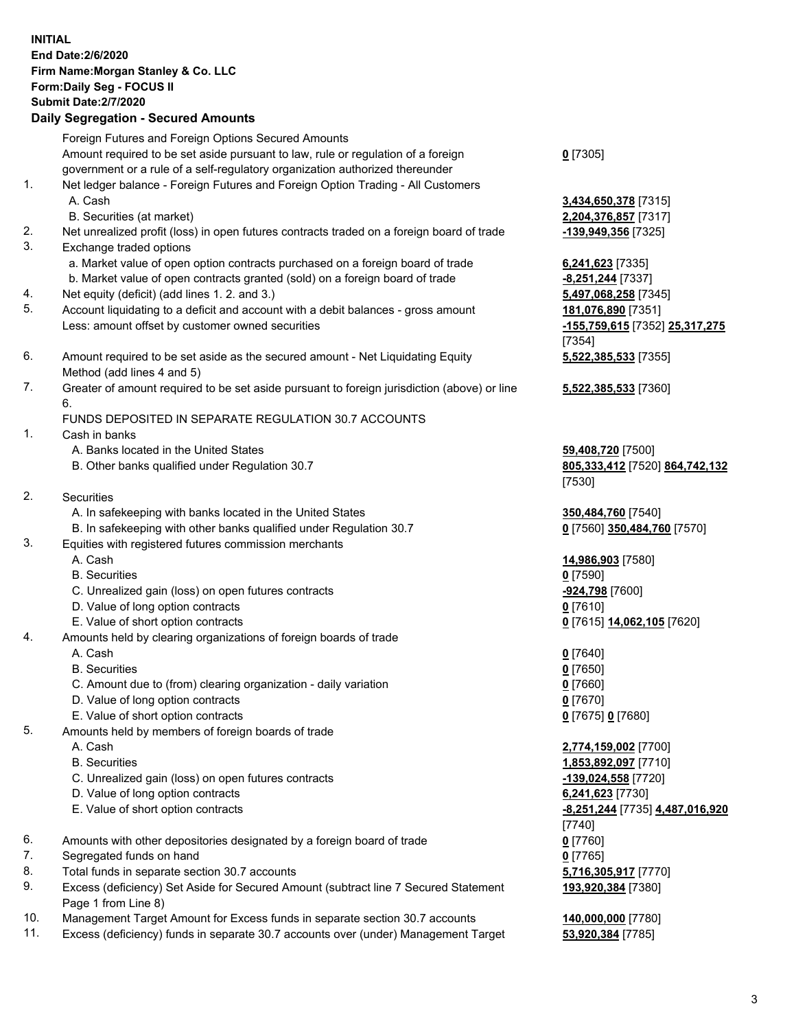**INITIAL**
**End Date:2/6/2020**
**Firm Name:Morgan Stanley & Co. LLC**
**Form:Daily Seg - FOCUS II**
**Submit Date:2/7/2020**
**Daily Segregation - Secured Amounts**

| | | |
|---|---|---|
| | Foreign Futures and Foreign Options Secured Amounts | |
| | Amount required to be set aside pursuant to law, rule or regulation of a foreign government or a rule of a self-regulatory organization authorized thereunder | **0** [7305] |
| 1. | Net ledger balance - Foreign Futures and Foreign Option Trading - All Customers | |
| | A. Cash | **3,434,650,378** [7315] |
| | B. Securities (at market) | **2,204,376,857** [7317] |
| 2. | Net unrealized profit (loss) in open futures contracts traded on a foreign board of trade | **-139,949,356** [7325] |
| 3. | Exchange traded options | |
| | a. Market value of open option contracts purchased on a foreign board of trade | **6,241,623** [7335] |
| | b. Market value of open contracts granted (sold) on a foreign board of trade | **-8,251,244** [7337] |
| 4. | Net equity (deficit) (add lines 1. 2. and 3.) | **5,497,068,258** [7345] |
| 5. | Account liquidating to a deficit and account with a debit balances - gross amount | **181,076,890** [7351] |
| | Less: amount offset by customer owned securities | **-155,759,615** [7352] **25,317,275** [7354] |
| 6. | Amount required to be set aside as the secured amount - Net Liquidating Equity Method (add lines 4 and 5) | **5,522,385,533** [7355] |
| 7. | Greater of amount required to be set aside pursuant to foreign jurisdiction (above) or line 6. | **5,522,385,533** [7360] |
| | FUNDS DEPOSITED IN SEPARATE REGULATION 30.7 ACCOUNTS | |
| 1. | Cash in banks | |
| | A. Banks located in the United States | **59,408,720** [7500] |
| | B. Other banks qualified under Regulation 30.7 | **805,333,412** [7520] **864,742,132** [7530] |
| 2. | Securities | |
| | A. In safekeeping with banks located in the United States | **350,484,760** [7540] |
| | B. In safekeeping with other banks qualified under Regulation 30.7 | **0** [7560] **350,484,760** [7570] |
| 3. | Equities with registered futures commission merchants | |
| | A. Cash | **14,986,903** [7580] |
| | B. Securities | **0** [7590] |
| | C. Unrealized gain (loss) on open futures contracts | **-924,798** [7600] |
| | D. Value of long option contracts | **0** [7610] |
| | E. Value of short option contracts | **0** [7615] **14,062,105** [7620] |
| 4. | Amounts held by clearing organizations of foreign boards of trade | |
| | A. Cash | **0** [7640] |
| | B. Securities | **0** [7650] |
| | C. Amount due to (from) clearing organization - daily variation | **0** [7660] |
| | D. Value of long option contracts | **0** [7670] |
| | E. Value of short option contracts | **0** [7675] **0** [7680] |
| 5. | Amounts held by members of foreign boards of trade | |
| | A. Cash | **2,774,159,002** [7700] |
| | B. Securities | **1,853,892,097** [7710] |
| | C. Unrealized gain (loss) on open futures contracts | **-139,024,558** [7720] |
| | D. Value of long option contracts | **6,241,623** [7730] |
| | E. Value of short option contracts | **-8,251,244** [7735] **4,487,016,920** [7740] |
| 6. | Amounts with other depositories designated by a foreign board of trade | **0** [7760] |
| 7. | Segregated funds on hand | **0** [7765] |
| 8. | Total funds in separate section 30.7 accounts | **5,716,305,917** [7770] |
| 9. | Excess (deficiency) Set Aside for Secured Amount (subtract line 7 Secured Statement Page 1 from Line 8) | **193,920,384** [7380] |
| 10. | Management Target Amount for Excess funds in separate section 30.7 accounts | **140,000,000** [7780] |
| 11. | Excess (deficiency) funds in separate 30.7 accounts over (under) Management Target | **53,920,384** [7785] |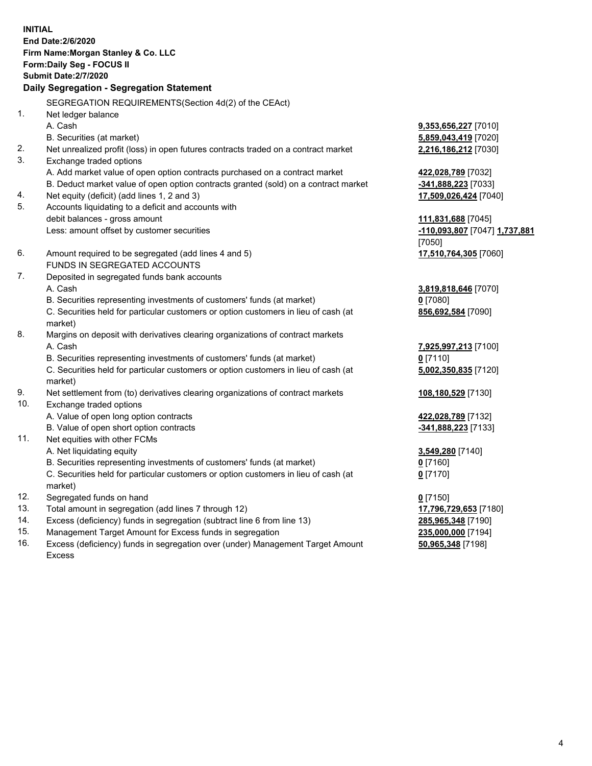**INITIAL**
**End Date:2/6/2020**
**Firm Name:Morgan Stanley & Co. LLC**
**Form:Daily Seg - FOCUS II**
**Submit Date:2/7/2020**

## Daily Segregation - Segregation Statement

SEGREGATION REQUIREMENTS(Section 4d(2) of the CEAct)

| | | |
|---|---|---|
| 1. | Net ledger balance | |
| | A. Cash | **9,353,656,227** [7010] |
| | B. Securities (at market) | **5,859,043,419** [7020] |
| 2. | Net unrealized profit (loss) in open futures contracts traded on a contract market | **2,216,186,212** [7030] |
| 3. | Exchange traded options | |
| | A. Add market value of open option contracts purchased on a contract market | **422,028,789** [7032] |
| | B. Deduct market value of open option contracts granted (sold) on a contract market | **-341,888,223** [7033] |
| 4. | Net equity (deficit) (add lines 1, 2 and 3) | **17,509,026,424** [7040] |
| 5. | Accounts liquidating to a deficit and accounts with debit balances - gross amount | **111,831,688** [7045] |
| | Less: amount offset by customer securities | **-110,093,807** [7047] **1,737,881** [7050] |
| 6. | Amount required to be segregated (add lines 4 and 5) | **17,510,764,305** [7060] |
| | FUNDS IN SEGREGATED ACCOUNTS | |
| 7. | Deposited in segregated funds bank accounts | |
| | A. Cash | **3,819,818,646** [7070] |
| | B. Securities representing investments of customers' funds (at market) | **0** [7080] |
| | C. Securities held for particular customers or option customers in lieu of cash (at market) | **856,692,584** [7090] |
| 8. | Margins on deposit with derivatives clearing organizations of contract markets | |
| | A. Cash | **7,925,997,213** [7100] |
| | B. Securities representing investments of customers' funds (at market) | **0** [7110] |
| | C. Securities held for particular customers or option customers in lieu of cash (at market) | **5,002,350,835** [7120] |
| 9. | Net settlement from (to) derivatives clearing organizations of contract markets | **108,180,529** [7130] |
| 10. | Exchange traded options | |
| | A. Value of open long option contracts | **422,028,789** [7132] |
| | B. Value of open short option contracts | **-341,888,223** [7133] |
| 11. | Net equities with other FCMs | |
| | A. Net liquidating equity | **3,549,280** [7140] |
| | B. Securities representing investments of customers' funds (at market) | **0** [7160] |
| | C. Securities held for particular customers or option customers in lieu of cash (at market) | **0** [7170] |
| 12. | Segregated funds on hand | **0** [7150] |
| 13. | Total amount in segregation (add lines 7 through 12) | **17,796,729,653** [7180] |
| 14. | Excess (deficiency) funds in segregation (subtract line 6 from line 13) | **285,965,348** [7190] |
| 15. | Management Target Amount for Excess funds in segregation | **235,000,000** [7194] |
| 16. | Excess (deficiency) funds in segregation over (under) Management Target Amount Excess | **50,965,348** [7198] |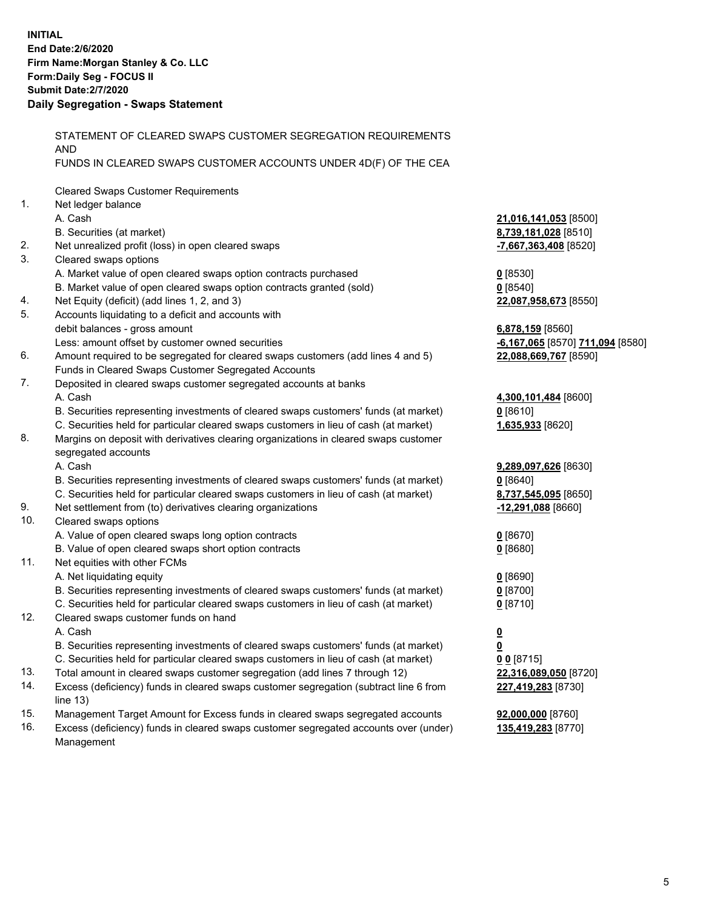**INITIAL**
**End Date:2/6/2020**
**Firm Name:Morgan Stanley & Co. LLC**
**Form:Daily Seg - FOCUS II**
**Submit Date:2/7/2020**
**Daily Segregation - Swaps Statement**

STATEMENT OF CLEARED SWAPS CUSTOMER SEGREGATION REQUIREMENTS AND FUNDS IN CLEARED SWAPS CUSTOMER ACCOUNTS UNDER 4D(F) OF THE CEA

| | | |
|---|---|---|
| | Cleared Swaps Customer Requirements | |
| 1. | Net ledger balance | |
| | A. Cash | **21,016,141,053** [8500] |
| | B. Securities (at market) | **8,739,181,028** [8510] |
| 2. | Net unrealized profit (loss) in open cleared swaps | **-7,667,363,408** [8520] |
| 3. | Cleared swaps options | |
| | A. Market value of open cleared swaps option contracts purchased | **0** [8530] |
| | B. Market value of open cleared swaps option contracts granted (sold) | **0** [8540] |
| 4. | Net Equity (deficit) (add lines 1, 2, and 3) | **22,087,958,673** [8550] |
| 5. | Accounts liquidating to a deficit and accounts with debit balances - gross amount | **6,878,159** [8560] |
| | Less: amount offset by customer owned securities | **-6,167,065** [8570] **711,094** [8580] |
| 6. | Amount required to be segregated for cleared swaps customers (add lines 4 and 5) | **22,088,669,767** [8590] |
| | Funds in Cleared Swaps Customer Segregated Accounts | |
| 7. | Deposited in cleared swaps customer segregated accounts at banks | |
| | A. Cash | **4,300,101,484** [8600] |
| | B. Securities representing investments of cleared swaps customers' funds (at market) | **0** [8610] |
| | C. Securities held for particular cleared swaps customers in lieu of cash (at market) | **1,635,933** [8620] |
| 8. | Margins on deposit with derivatives clearing organizations in cleared swaps customer segregated accounts | |
| | A. Cash | **9,289,097,626** [8630] |
| | B. Securities representing investments of cleared swaps customers' funds (at market) | **0** [8640] |
| | C. Securities held for particular cleared swaps customers in lieu of cash (at market) | **8,737,545,095** [8650] |
| 9. | Net settlement from (to) derivatives clearing organizations | **-12,291,088** [8660] |
| 10. | Cleared swaps options | |
| | A. Value of open cleared swaps long option contracts | **0** [8670] |
| | B. Value of open cleared swaps short option contracts | **0** [8680] |
| 11. | Net equities with other FCMs | |
| | A. Net liquidating equity | **0** [8690] |
| | B. Securities representing investments of cleared swaps customers' funds (at market) | **0** [8700] |
| | C. Securities held for particular cleared swaps customers in lieu of cash (at market) | **0** [8710] |
| 12. | Cleared swaps customer funds on hand | |
| | A. Cash | **0** |
| | B. Securities representing investments of cleared swaps customers' funds (at market) | **0** |
| | C. Securities held for particular cleared swaps customers in lieu of cash (at market) | **0** **0** [8715] |
| 13. | Total amount in cleared swaps customer segregation (add lines 7 through 12) | **22,316,089,050** [8720] |
| 14. | Excess (deficiency) funds in cleared swaps customer segregation (subtract line 6 from line 13) | **227,419,283** [8730] |
| 15. | Management Target Amount for Excess funds in cleared swaps segregated accounts | **92,000,000** [8760] |
| 16. | Excess (deficiency) funds in cleared swaps customer segregated accounts over (under) Management | **135,419,283** [8770] |